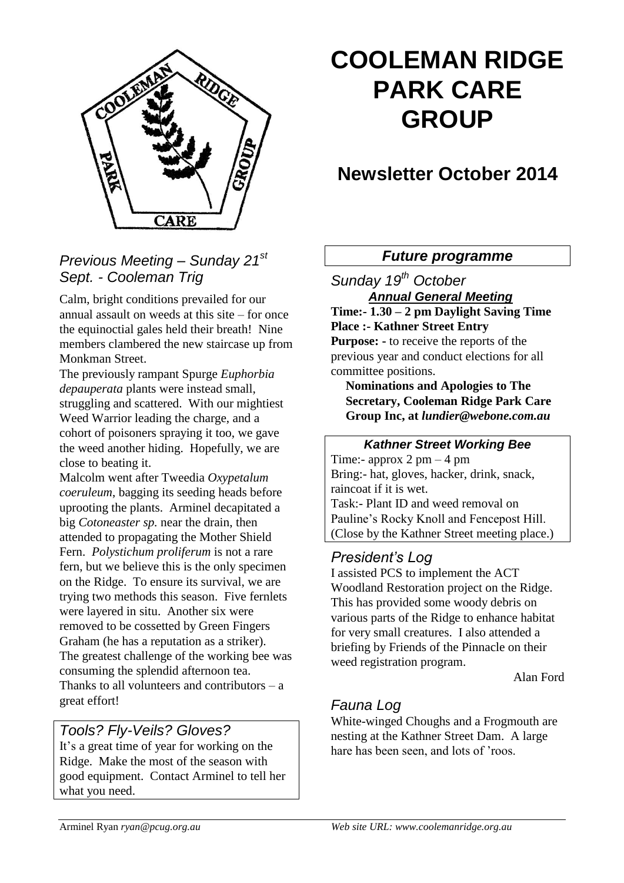// COOLEMAN RIDGE PARK CARE GROUP

# COOLEMAN RIDGE PARK CARE GROUP

## Newsletter October 2014

### *Previous Meeting – Sunday 21st Sept. - Cooleman Trig*

Calm, bright conditions prevailed for our annual assault on weeds at this site – for once the equinoctial gales held their breath! Nine members clambered the new staircase up from Monkman Street.

The previously rampant Spurge *Euphorbia depauperata* plants were instead small, struggling and scattered. With our mightiest Weed Warrior leading the charge, and a cohort of poisoners spraying it too, we gave the weed another hiding. Hopefully, we are close to beating it.

Malcolm went after Tweedia *Oxypetalum coeruleum*, bagging its seeding heads before uprooting the plants. Arminel decapitated a big *Cotoneaster sp.* near the drain, then attended to propagating the Mother Shield Fern. *Polystichum proliferum* is not a rare fern, but we believe this is the only specimen on the Ridge. To ensure its survival, we are trying two methods this season. Five fernlets were layered in situ. Another six were removed to be cossetted by Green Fingers Graham (he has a reputation as a striker).

The greatest challenge of the working bee was consuming the splendid afternoon tea. Thanks to all volunteers and contributors – a great effort!

### *Tools? Fly-Veils? Gloves?*

It's a great time of year for working on the Ridge. Make the most of the season with good equipment. Contact Arminel to tell her what you need.

### ***Future programme***

### *Sunday 19th October*

***Annual General Meeting***

**Time:- 1.30 – 2 pm Daylight Saving Time**
**Place :- Kathner Street Entry**
**Purpose: -** to receive the reports of the previous year and conduct elections for all committee positions.

**Nominations and Apologies to The Secretary, Cooleman Ridge Park Care Group Inc, at *lundier@webone.com.au***

***Kathner Street Working Bee***

Time:- approx 2 pm – 4 pm
Bring:- hat, gloves, hacker, drink, snack, raincoat if it is wet.
Task:- Plant ID and weed removal on Pauline's Rocky Knoll and Fencepost Hill. (Close by the Kathner Street meeting place.)

### *President's Log*

I assisted PCS to implement the ACT Woodland Restoration project on the Ridge. This has provided some woody debris on various parts of the Ridge to enhance habitat for very small creatures. I also attended a briefing by Friends of the Pinnacle on their weed registration program.

Alan Ford

### *Fauna Log*

White-winged Choughs and a Frogmouth are nesting at the Kathner Street Dam. A large hare has been seen, and lots of 'roos.

Arminel Ryan *ryan@pcug.org.au* *Web site URL: www.coolemanridge.org.au*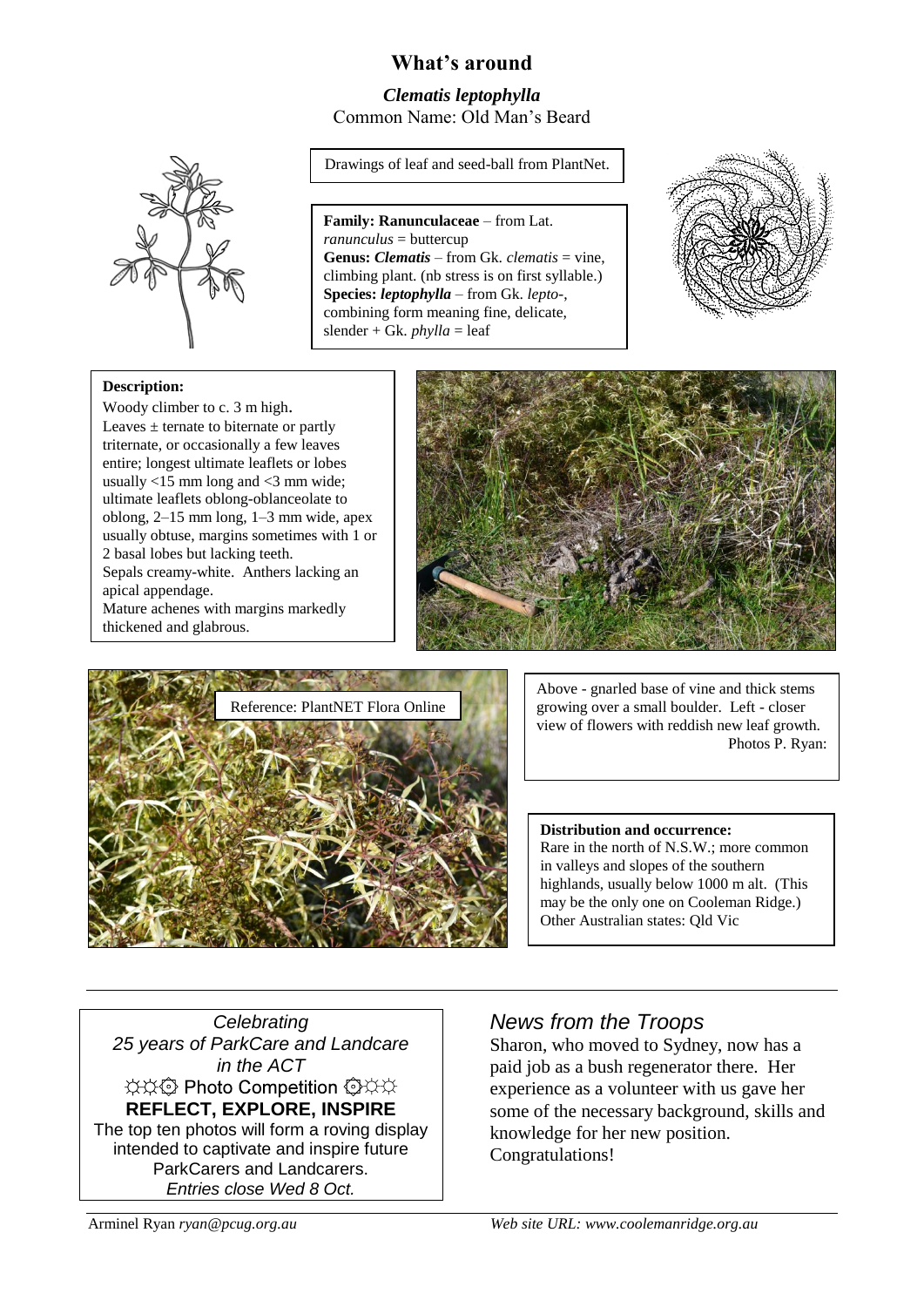# What's around

## *Clematis leptophylla*

Common Name: Old Man's Beard

Drawings of leaf and seed-ball from PlantNet.

**Family: Ranunculaceae** – from Lat. *ranunculus* = buttercup
**Genus: *Clematis*** – from Gk. *clematis* = vine, climbing plant. (nb stress is on first syllable.)
**Species: *leptophylla*** – from Gk. *lepto*-, combining form meaning fine, delicate, slender + Gk. *phylla* = leaf

**Description:**

Woody climber to c. 3 m high.
Leaves ± ternate to biternate or partly triternate, or occasionally a few leaves entire; longest ultimate leaflets or lobes usually <15 mm long and <3 mm wide; ultimate leaflets oblong-oblanceolate to oblong, 2–15 mm long, 1–3 mm wide, apex usually obtuse, margins sometimes with 1 or 2 basal lobes but lacking teeth.
Sepals creamy-white. Anthers lacking an apical appendage.
Mature achenes with margins markedly thickened and glabrous.

Reference: PlantNet Flora Online

Above - gnarled base of vine and thick stems growing over a small boulder. Left - closer view of flowers with reddish new leaf growth.
Photos P. Ryan:

**Distribution and occurrence:**
Rare in the north of N.S.W.; more common in valleys and slopes of the southern highlands, usually below 1000 m alt. (This may be the only one on Cooleman Ridge.)
Other Australian states: Qld Vic

---

*Celebrating*
*25 years of ParkCare and Landcare in the ACT*
Photo Competition
**REFLECT, EXPLORE, INSPIRE**
The top ten photos will form a roving display intended to captivate and inspire future ParkCarers and Landcarers.
*Entries close Wed 8 Oct.*

## *News from the Troops*

Sharon, who moved to Sydney, now has a paid job as a bush regenerator there. Her experience as a volunteer with us gave her some of the necessary background, skills and knowledge for her new position. Congratulations!

Arminel Ryan *ryan@pcug.org.au*

*Web site URL: www.coolemanridge.org.au*